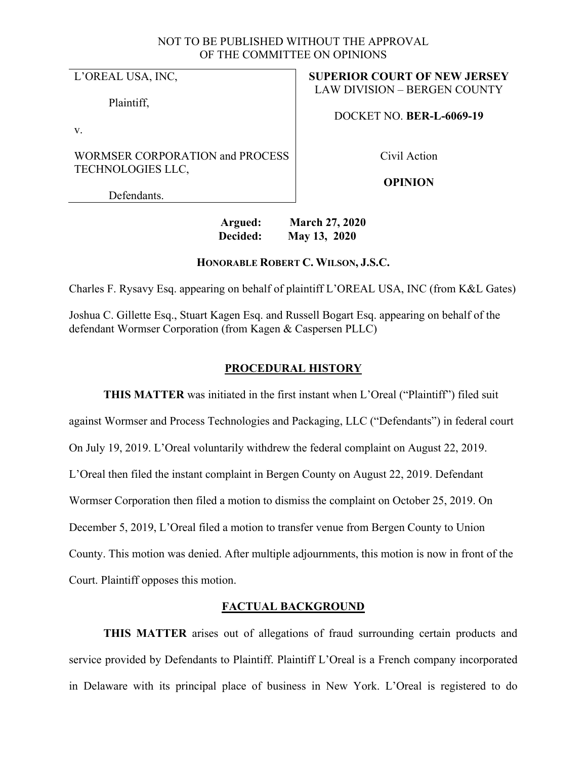NOT TO BE PUBLISHED WITHOUT THE APPROVAL
OF THE COMMITTEE ON OPINIONS

| | |
|---|---|
| L'OREAL USA, INC,<br><br>Plaintiff,<br><br>v.<br><br>WORMSER CORPORATION and PROCESS TECHNOLOGIES LLC,<br><br>Defendants. | **SUPERIOR COURT OF NEW JERSEY**<br>LAW DIVISION – BERGEN COUNTY<br><br>DOCKET NO. **BER-L-6069-19**<br><br>Civil Action<br><br>**OPINION** |

**Argued: March 27, 2020**
**Decided: May 13, 2020**

**HONORABLE ROBERT C. WILSON, J.S.C.**

Charles F. Rysavy Esq. appearing on behalf of plaintiff L'OREAL USA, INC (from K&L Gates)

Joshua C. Gillette Esq., Stuart Kagen Esq. and Russell Bogart Esq. appearing on behalf of the defendant Wormser Corporation (from Kagen & Caspersen PLLC)

## PROCEDURAL HISTORY

**THIS MATTER** was initiated in the first instant when L'Oreal ("Plaintiff") filed suit against Wormser and Process Technologies and Packaging, LLC ("Defendants") in federal court On July 19, 2019. L'Oreal voluntarily withdrew the federal complaint on August 22, 2019. L'Oreal then filed the instant complaint in Bergen County on August 22, 2019. Defendant Wormser Corporation then filed a motion to dismiss the complaint on October 25, 2019. On December 5, 2019, L'Oreal filed a motion to transfer venue from Bergen County to Union County. This motion was denied. After multiple adjournments, this motion is now in front of the Court. Plaintiff opposes this motion.

## FACTUAL BACKGROUND

**THIS MATTER** arises out of allegations of fraud surrounding certain products and service provided by Defendants to Plaintiff. Plaintiff L'Oreal is a French company incorporated in Delaware with its principal place of business in New York. L'Oreal is registered to do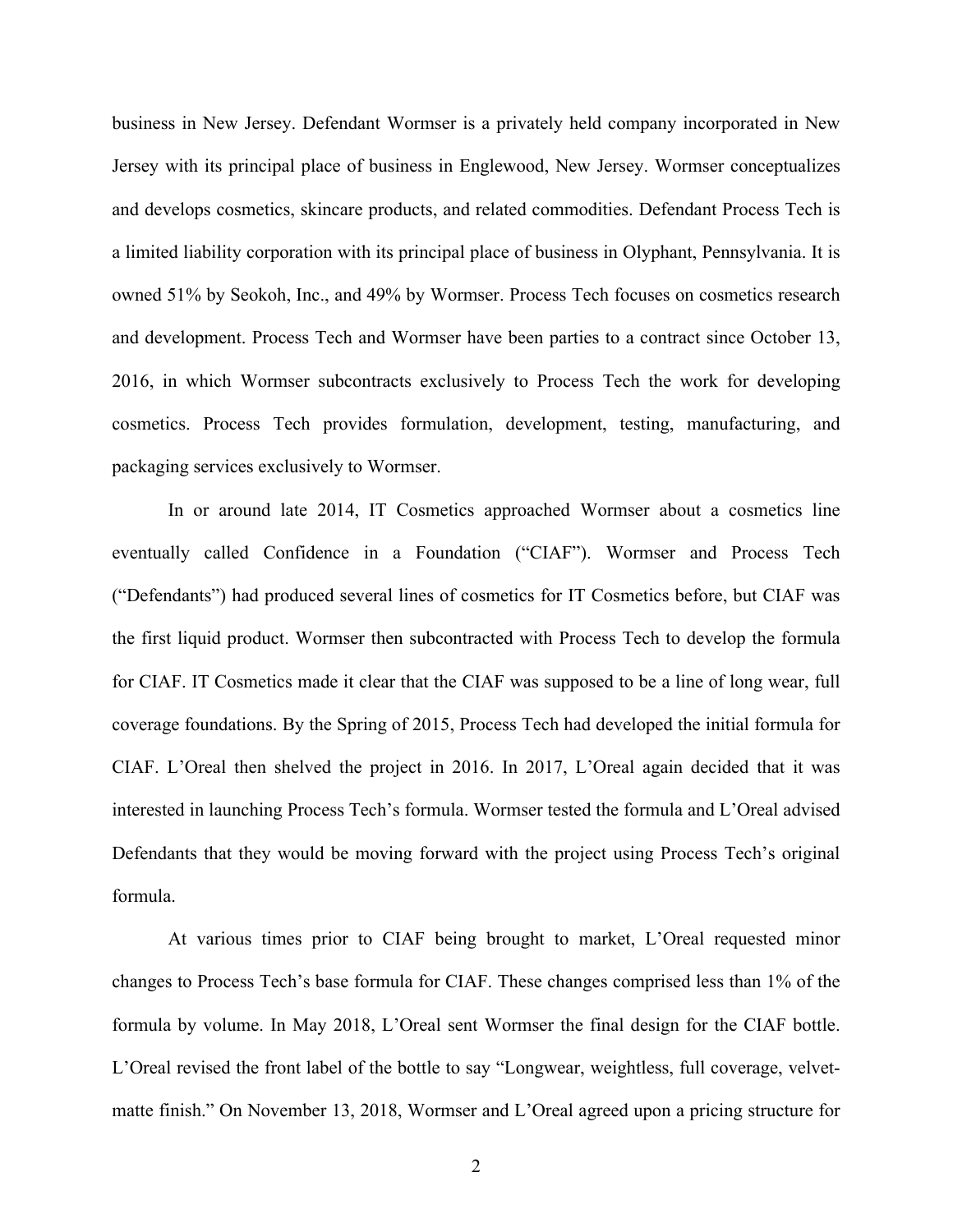business in New Jersey. Defendant Wormser is a privately held company incorporated in New Jersey with its principal place of business in Englewood, New Jersey. Wormser conceptualizes and develops cosmetics, skincare products, and related commodities. Defendant Process Tech is a limited liability corporation with its principal place of business in Olyphant, Pennsylvania. It is owned 51% by Seokoh, Inc., and 49% by Wormser. Process Tech focuses on cosmetics research and development. Process Tech and Wormser have been parties to a contract since October 13, 2016, in which Wormser subcontracts exclusively to Process Tech the work for developing cosmetics. Process Tech provides formulation, development, testing, manufacturing, and packaging services exclusively to Wormser.

In or around late 2014, IT Cosmetics approached Wormser about a cosmetics line eventually called Confidence in a Foundation ("CIAF"). Wormser and Process Tech ("Defendants") had produced several lines of cosmetics for IT Cosmetics before, but CIAF was the first liquid product. Wormser then subcontracted with Process Tech to develop the formula for CIAF. IT Cosmetics made it clear that the CIAF was supposed to be a line of long wear, full coverage foundations. By the Spring of 2015, Process Tech had developed the initial formula for CIAF. L'Oreal then shelved the project in 2016. In 2017, L'Oreal again decided that it was interested in launching Process Tech's formula. Wormser tested the formula and L'Oreal advised Defendants that they would be moving forward with the project using Process Tech's original formula.

At various times prior to CIAF being brought to market, L'Oreal requested minor changes to Process Tech's base formula for CIAF. These changes comprised less than 1% of the formula by volume. In May 2018, L'Oreal sent Wormser the final design for the CIAF bottle. L'Oreal revised the front label of the bottle to say "Longwear, weightless, full coverage, velvet-matte finish." On November 13, 2018, Wormser and L'Oreal agreed upon a pricing structure for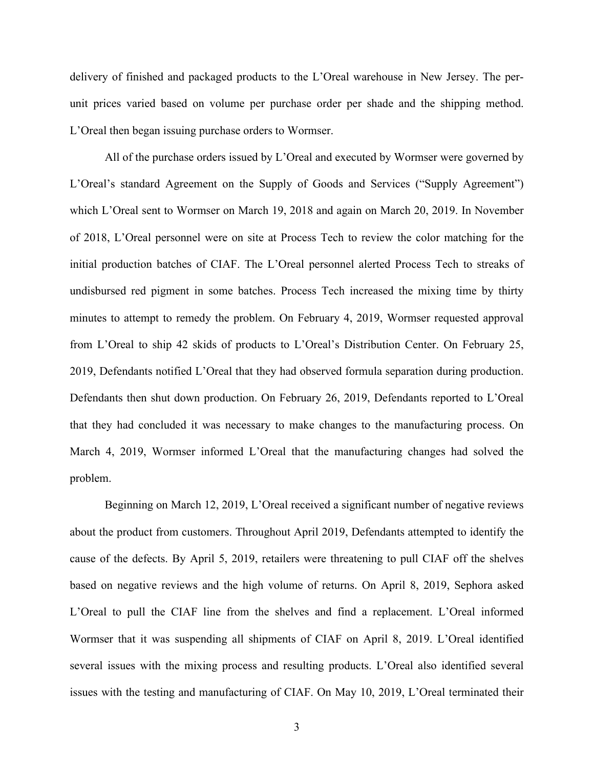delivery of finished and packaged products to the L'Oreal warehouse in New Jersey. The per-unit prices varied based on volume per purchase order per shade and the shipping method. L'Oreal then began issuing purchase orders to Wormser.

All of the purchase orders issued by L'Oreal and executed by Wormser were governed by L'Oreal's standard Agreement on the Supply of Goods and Services ("Supply Agreement") which L'Oreal sent to Wormser on March 19, 2018 and again on March 20, 2019. In November of 2018, L'Oreal personnel were on site at Process Tech to review the color matching for the initial production batches of CIAF. The L'Oreal personnel alerted Process Tech to streaks of undisbursed red pigment in some batches. Process Tech increased the mixing time by thirty minutes to attempt to remedy the problem. On February 4, 2019, Wormser requested approval from L'Oreal to ship 42 skids of products to L'Oreal's Distribution Center. On February 25, 2019, Defendants notified L'Oreal that they had observed formula separation during production. Defendants then shut down production. On February 26, 2019, Defendants reported to L'Oreal that they had concluded it was necessary to make changes to the manufacturing process. On March 4, 2019, Wormser informed L'Oreal that the manufacturing changes had solved the problem.

Beginning on March 12, 2019, L'Oreal received a significant number of negative reviews about the product from customers. Throughout April 2019, Defendants attempted to identify the cause of the defects. By April 5, 2019, retailers were threatening to pull CIAF off the shelves based on negative reviews and the high volume of returns. On April 8, 2019, Sephora asked L'Oreal to pull the CIAF line from the shelves and find a replacement. L'Oreal informed Wormser that it was suspending all shipments of CIAF on April 8, 2019. L'Oreal identified several issues with the mixing process and resulting products. L'Oreal also identified several issues with the testing and manufacturing of CIAF. On May 10, 2019, L'Oreal terminated their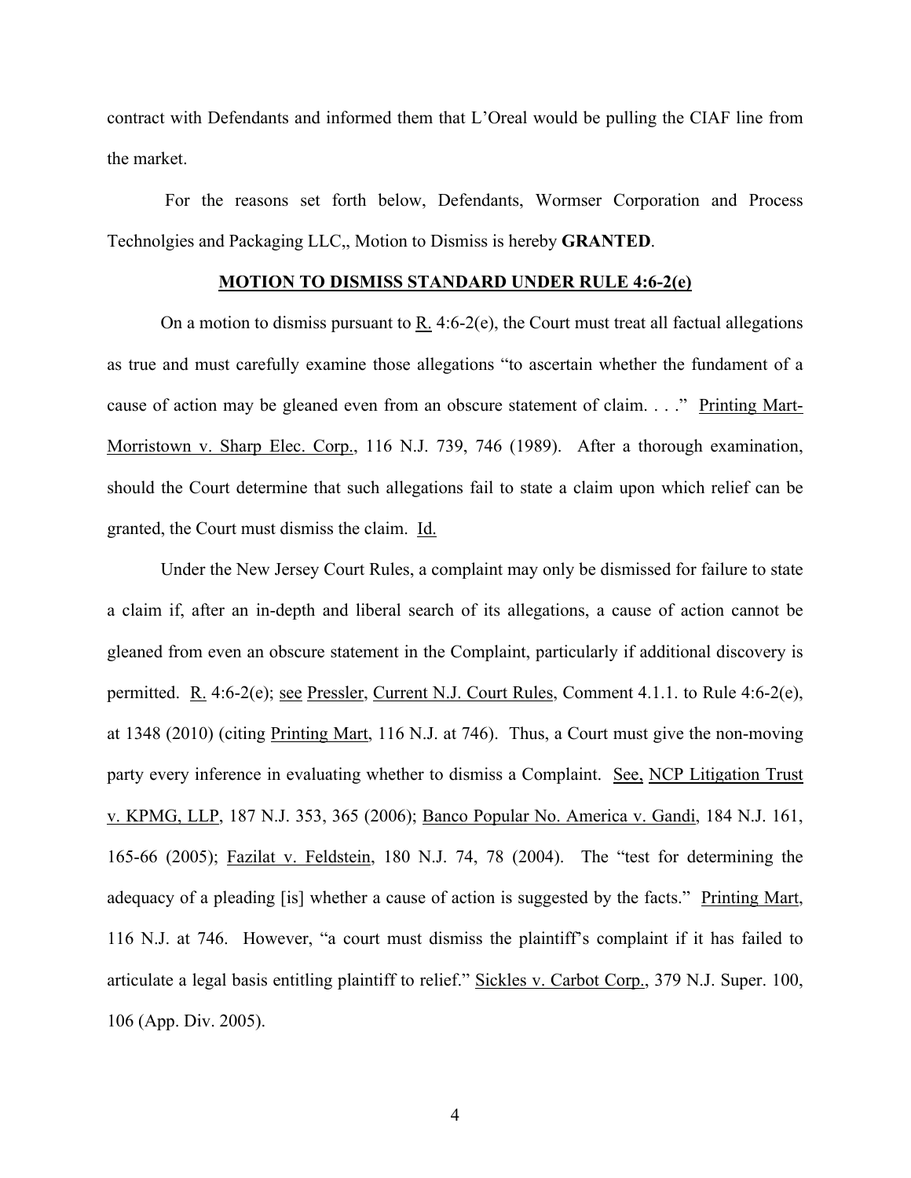contract with Defendants and informed them that L'Oreal would be pulling the CIAF line from the market.

For the reasons set forth below, Defendants, Wormser Corporation and Process Technolgies and Packaging LLC,, Motion to Dismiss is hereby **GRANTED**.

**MOTION TO DISMISS STANDARD UNDER RULE 4:6-2(e)**

On a motion to dismiss pursuant to R. 4:6-2(e), the Court must treat all factual allegations as true and must carefully examine those allegations "to ascertain whether the fundament of a cause of action may be gleaned even from an obscure statement of claim. . . ." Printing Mart-Morristown v. Sharp Elec. Corp., 116 N.J. 739, 746 (1989). After a thorough examination, should the Court determine that such allegations fail to state a claim upon which relief can be granted, the Court must dismiss the claim. Id.

Under the New Jersey Court Rules, a complaint may only be dismissed for failure to state a claim if, after an in-depth and liberal search of its allegations, a cause of action cannot be gleaned from even an obscure statement in the Complaint, particularly if additional discovery is permitted. R. 4:6-2(e); see Pressler, Current N.J. Court Rules, Comment 4.1.1. to Rule 4:6-2(e), at 1348 (2010) (citing Printing Mart, 116 N.J. at 746). Thus, a Court must give the non-moving party every inference in evaluating whether to dismiss a Complaint. See, NCP Litigation Trust v. KPMG, LLP, 187 N.J. 353, 365 (2006); Banco Popular No. America v. Gandi, 184 N.J. 161, 165-66 (2005); Fazilat v. Feldstein, 180 N.J. 74, 78 (2004). The "test for determining the adequacy of a pleading [is] whether a cause of action is suggested by the facts." Printing Mart, 116 N.J. at 746. However, "a court must dismiss the plaintiff's complaint if it has failed to articulate a legal basis entitling plaintiff to relief." Sickles v. Carbot Corp., 379 N.J. Super. 100, 106 (App. Div. 2005).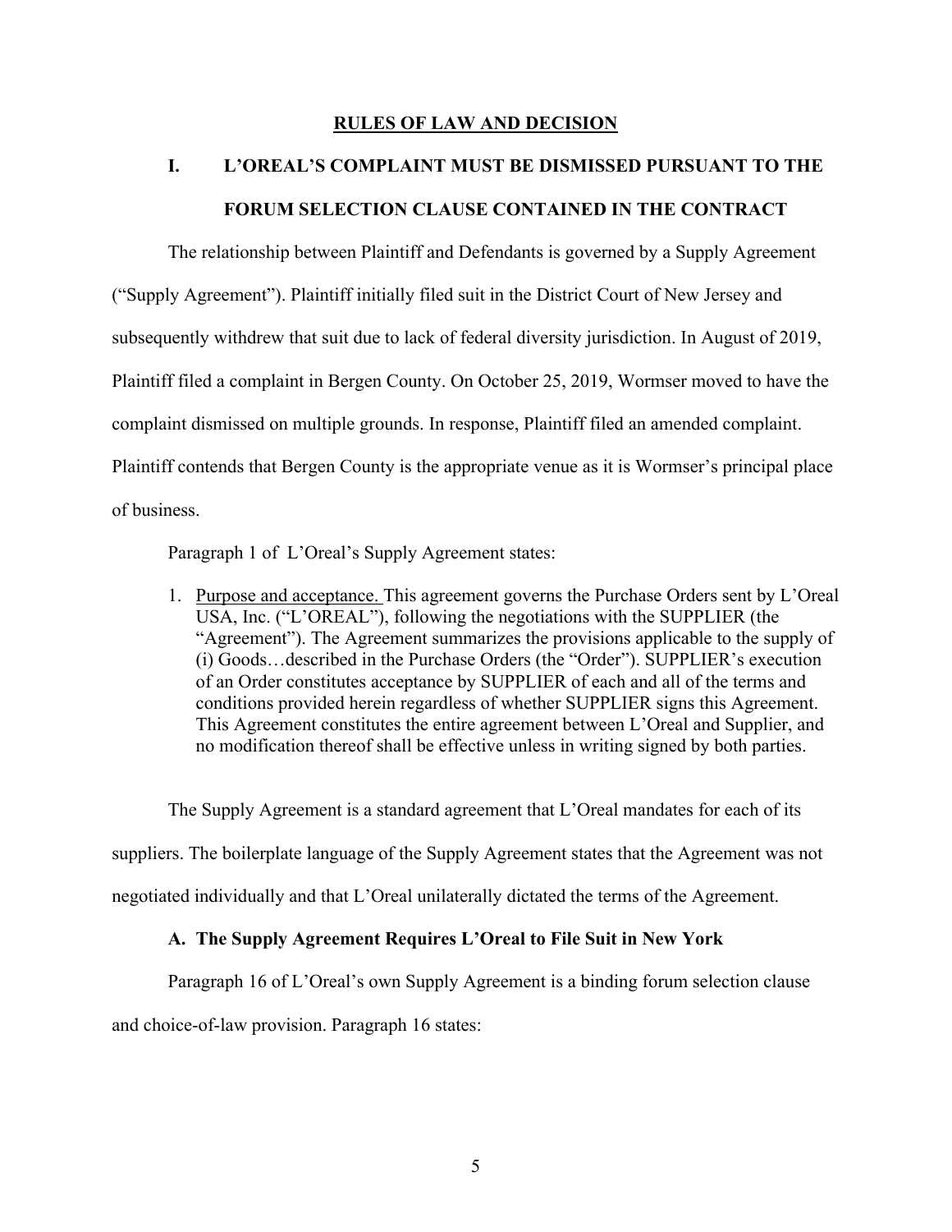## RULES OF LAW AND DECISION

### I. L'OREAL'S COMPLAINT MUST BE DISMISSED PURSUANT TO THE FORUM SELECTION CLAUSE CONTAINED IN THE CONTRACT

The relationship between Plaintiff and Defendants is governed by a Supply Agreement ("Supply Agreement"). Plaintiff initially filed suit in the District Court of New Jersey and subsequently withdrew that suit due to lack of federal diversity jurisdiction. In August of 2019, Plaintiff filed a complaint in Bergen County. On October 25, 2019, Wormser moved to have the complaint dismissed on multiple grounds. In response, Plaintiff filed an amended complaint. Plaintiff contends that Bergen County is the appropriate venue as it is Wormser's principal place of business.

Paragraph 1 of L'Oreal's Supply Agreement states:

> 1. Purpose and acceptance. This agreement governs the Purchase Orders sent by L'Oreal USA, Inc. ("L'OREAL"), following the negotiations with the SUPPLIER (the "Agreement"). The Agreement summarizes the provisions applicable to the supply of (i) Goods…described in the Purchase Orders (the "Order"). SUPPLIER's execution of an Order constitutes acceptance by SUPPLIER of each and all of the terms and conditions provided herein regardless of whether SUPPLIER signs this Agreement. This Agreement constitutes the entire agreement between L'Oreal and Supplier, and no modification thereof shall be effective unless in writing signed by both parties.

The Supply Agreement is a standard agreement that L'Oreal mandates for each of its suppliers. The boilerplate language of the Supply Agreement states that the Agreement was not negotiated individually and that L'Oreal unilaterally dictated the terms of the Agreement.

#### A. The Supply Agreement Requires L'Oreal to File Suit in New York

Paragraph 16 of L'Oreal's own Supply Agreement is a binding forum selection clause and choice-of-law provision. Paragraph 16 states: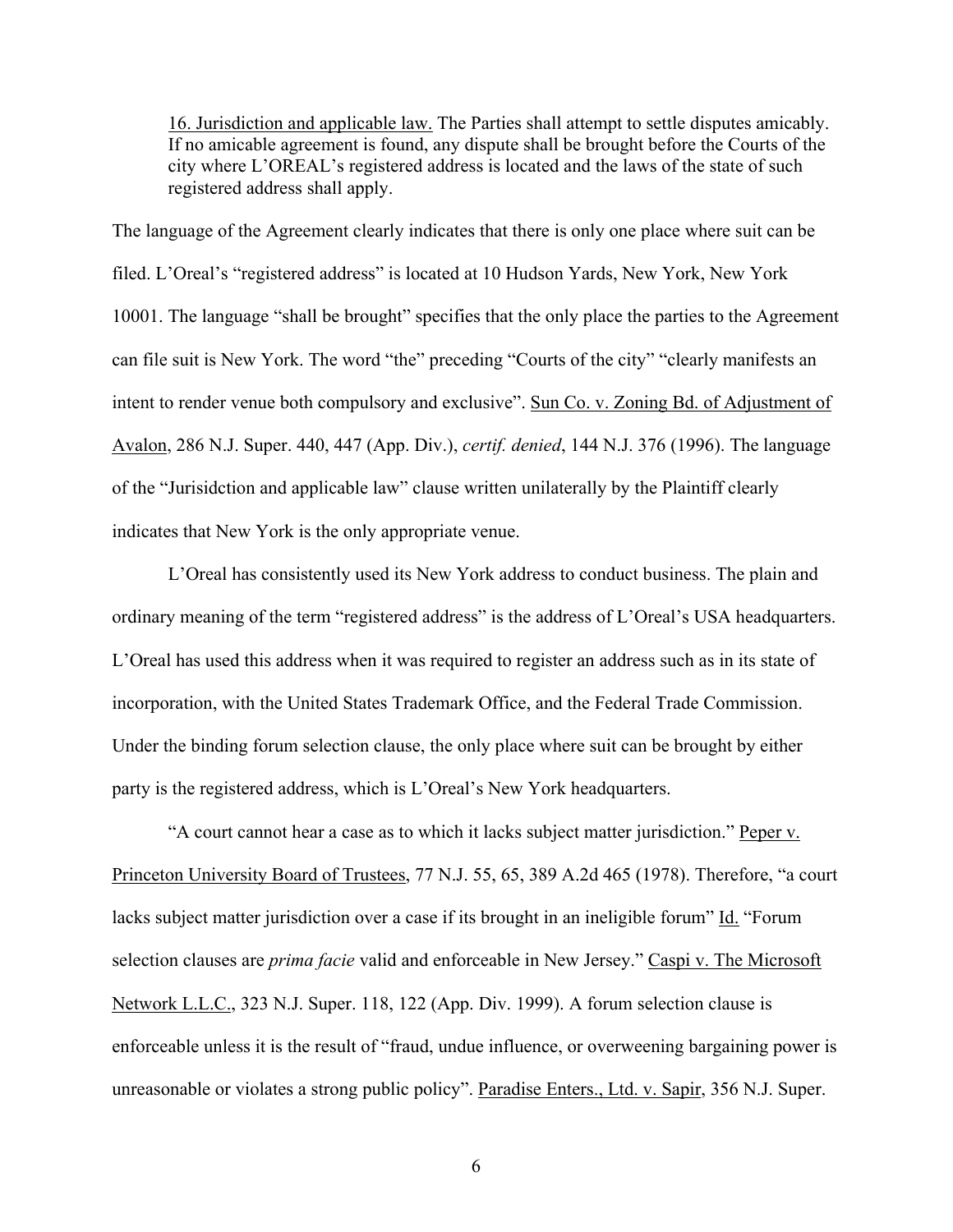> 16. Jurisdiction and applicable law. The Parties shall attempt to settle disputes amicably. If no amicable agreement is found, any dispute shall be brought before the Courts of the city where L'OREAL's registered address is located and the laws of the state of such registered address shall apply.

The language of the Agreement clearly indicates that there is only one place where suit can be filed. L'Oreal's "registered address" is located at 10 Hudson Yards, New York, New York 10001. The language "shall be brought" specifies that the only place the parties to the Agreement can file suit is New York. The word "the" preceding "Courts of the city" "clearly manifests an intent to render venue both compulsory and exclusive". Sun Co. v. Zoning Bd. of Adjustment of Avalon, 286 N.J. Super. 440, 447 (App. Div.), *certif. denied*, 144 N.J. 376 (1996). The language of the "Jurisidction and applicable law" clause written unilaterally by the Plaintiff clearly indicates that New York is the only appropriate venue.

L'Oreal has consistently used its New York address to conduct business. The plain and ordinary meaning of the term "registered address" is the address of L'Oreal's USA headquarters. L'Oreal has used this address when it was required to register an address such as in its state of incorporation, with the United States Trademark Office, and the Federal Trade Commission. Under the binding forum selection clause, the only place where suit can be brought by either party is the registered address, which is L'Oreal's New York headquarters.

"A court cannot hear a case as to which it lacks subject matter jurisdiction." Peper v. Princeton University Board of Trustees, 77 N.J. 55, 65, 389 A.2d 465 (1978). Therefore, "a court lacks subject matter jurisdiction over a case if its brought in an ineligible forum" Id. "Forum selection clauses are *prima facie* valid and enforceable in New Jersey." Caspi v. The Microsoft Network L.L.C., 323 N.J. Super. 118, 122 (App. Div. 1999). A forum selection clause is enforceable unless it is the result of "fraud, undue influence, or overweening bargaining power is unreasonable or violates a strong public policy". Paradise Enters., Ltd. v. Sapir, 356 N.J. Super.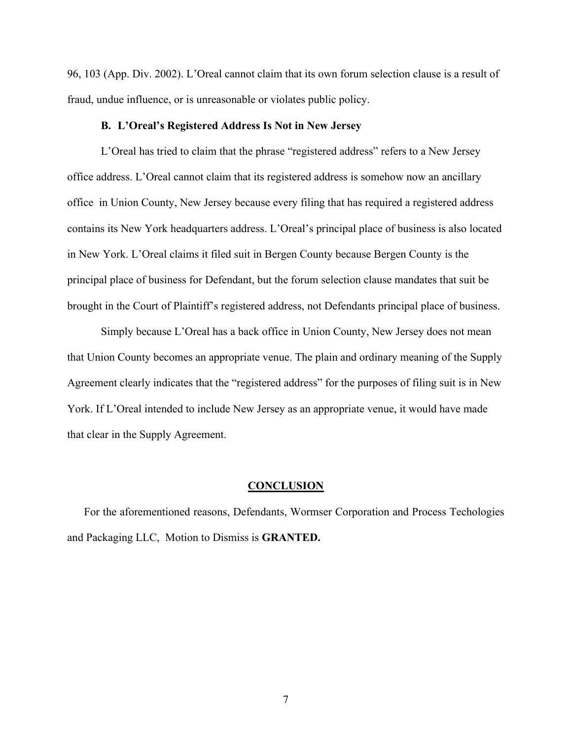96, 103 (App. Div. 2002). L'Oreal cannot claim that its own forum selection clause is a result of fraud, undue influence, or is unreasonable or violates public policy.

### B. L'Oreal's Registered Address Is Not in New Jersey

L'Oreal has tried to claim that the phrase "registered address" refers to a New Jersey office address. L'Oreal cannot claim that its registered address is somehow now an ancillary office in Union County, New Jersey because every filing that has required a registered address contains its New York headquarters address. L'Oreal's principal place of business is also located in New York. L'Oreal claims it filed suit in Bergen County because Bergen County is the principal place of business for Defendant, but the forum selection clause mandates that suit be brought in the Court of Plaintiff's registered address, not Defendants principal place of business.

Simply because L'Oreal has a back office in Union County, New Jersey does not mean that Union County becomes an appropriate venue. The plain and ordinary meaning of the Supply Agreement clearly indicates that the "registered address" for the purposes of filing suit is in New York. If L'Oreal intended to include New Jersey as an appropriate venue, it would have made that clear in the Supply Agreement.

## CONCLUSION

For the aforementioned reasons, Defendants, Wormser Corporation and Process Techologies and Packaging LLC, Motion to Dismiss is **GRANTED.**